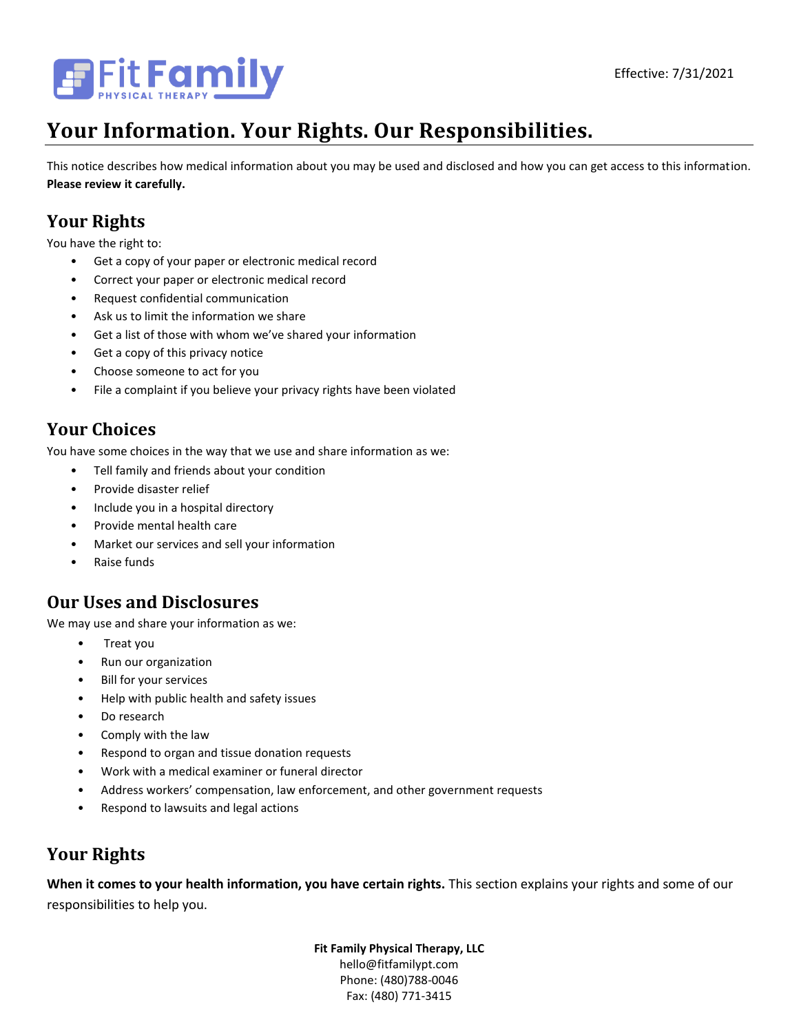Fit Family Physical Therapy

Effective: 7/31/2021

# Your Information. Your Rights. Our Responsibilities.

This notice describes how medical information about you may be used and disclosed and how you can get access to this information. **Please review it carefully.**

## Your Rights

You have the right to:

- Get a copy of your paper or electronic medical record
- Correct your paper or electronic medical record
- Request confidential communication
- Ask us to limit the information we share
- Get a list of those with whom we've shared your information
- Get a copy of this privacy notice
- Choose someone to act for you
- File a complaint if you believe your privacy rights have been violated

## Your Choices

You have some choices in the way that we use and share information as we:

- Tell family and friends about your condition
- Provide disaster relief
- Include you in a hospital directory
- Provide mental health care
- Market our services and sell your information
- Raise funds

## Our Uses and Disclosures

We may use and share your information as we:

- Treat you
- Run our organization
- Bill for your services
- Help with public health and safety issues
- Do research
- Comply with the law
- Respond to organ and tissue donation requests
- Work with a medical examiner or funeral director
- Address workers' compensation, law enforcement, and other government requests
- Respond to lawsuits and legal actions

## Your Rights

**When it comes to your health information, you have certain rights.** This section explains your rights and some of our responsibilities to help you.

**Fit Family Physical Therapy, LLC**
hello@fitfamilypt.com
Phone: (480)788-0046
Fax: (480) 771-3415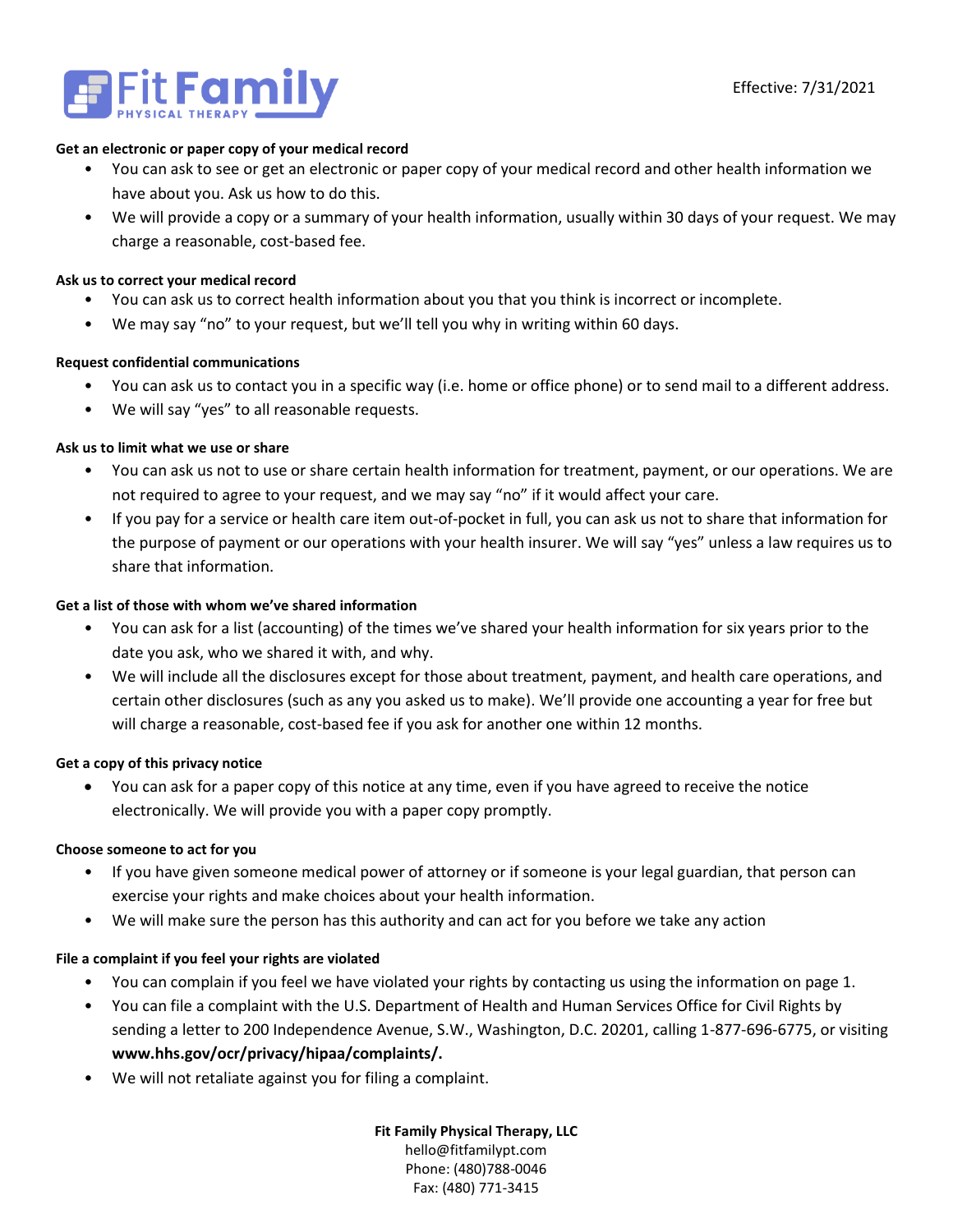**Get an electronic or paper copy of your medical record**

- You can ask to see or get an electronic or paper copy of your medical record and other health information we have about you. Ask us how to do this.
- We will provide a copy or a summary of your health information, usually within 30 days of your request. We may charge a reasonable, cost-based fee.

**Ask us to correct your medical record**

- You can ask us to correct health information about you that you think is incorrect or incomplete.
- We may say "no" to your request, but we'll tell you why in writing within 60 days.

**Request confidential communications**

- You can ask us to contact you in a specific way (i.e. home or office phone) or to send mail to a different address.
- We will say "yes" to all reasonable requests.

**Ask us to limit what we use or share**

- You can ask us not to use or share certain health information for treatment, payment, or our operations. We are not required to agree to your request, and we may say "no" if it would affect your care.
- If you pay for a service or health care item out-of-pocket in full, you can ask us not to share that information for the purpose of payment or our operations with your health insurer. We will say "yes" unless a law requires us to share that information.

**Get a list of those with whom we've shared information**

- You can ask for a list (accounting) of the times we've shared your health information for six years prior to the date you ask, who we shared it with, and why.
- We will include all the disclosures except for those about treatment, payment, and health care operations, and certain other disclosures (such as any you asked us to make). We'll provide one accounting a year for free but will charge a reasonable, cost-based fee if you ask for another one within 12 months.

**Get a copy of this privacy notice**

- You can ask for a paper copy of this notice at any time, even if you have agreed to receive the notice electronically. We will provide you with a paper copy promptly.

**Choose someone to act for you**

- If you have given someone medical power of attorney or if someone is your legal guardian, that person can exercise your rights and make choices about your health information.
- We will make sure the person has this authority and can act for you before we take any action

**File a complaint if you feel your rights are violated**

- You can complain if you feel we have violated your rights by contacting us using the information on page 1.
- You can file a complaint with the U.S. Department of Health and Human Services Office for Civil Rights by sending a letter to 200 Independence Avenue, S.W., Washington, D.C. 20201, calling 1-877-696-6775, or visiting **www.hhs.gov/ocr/privacy/hipaa/complaints/.**
- We will not retaliate against you for filing a complaint.

**Fit Family Physical Therapy, LLC**
hello@fitfamilypt.com
Phone: (480)788-0046
Fax: (480) 771-3415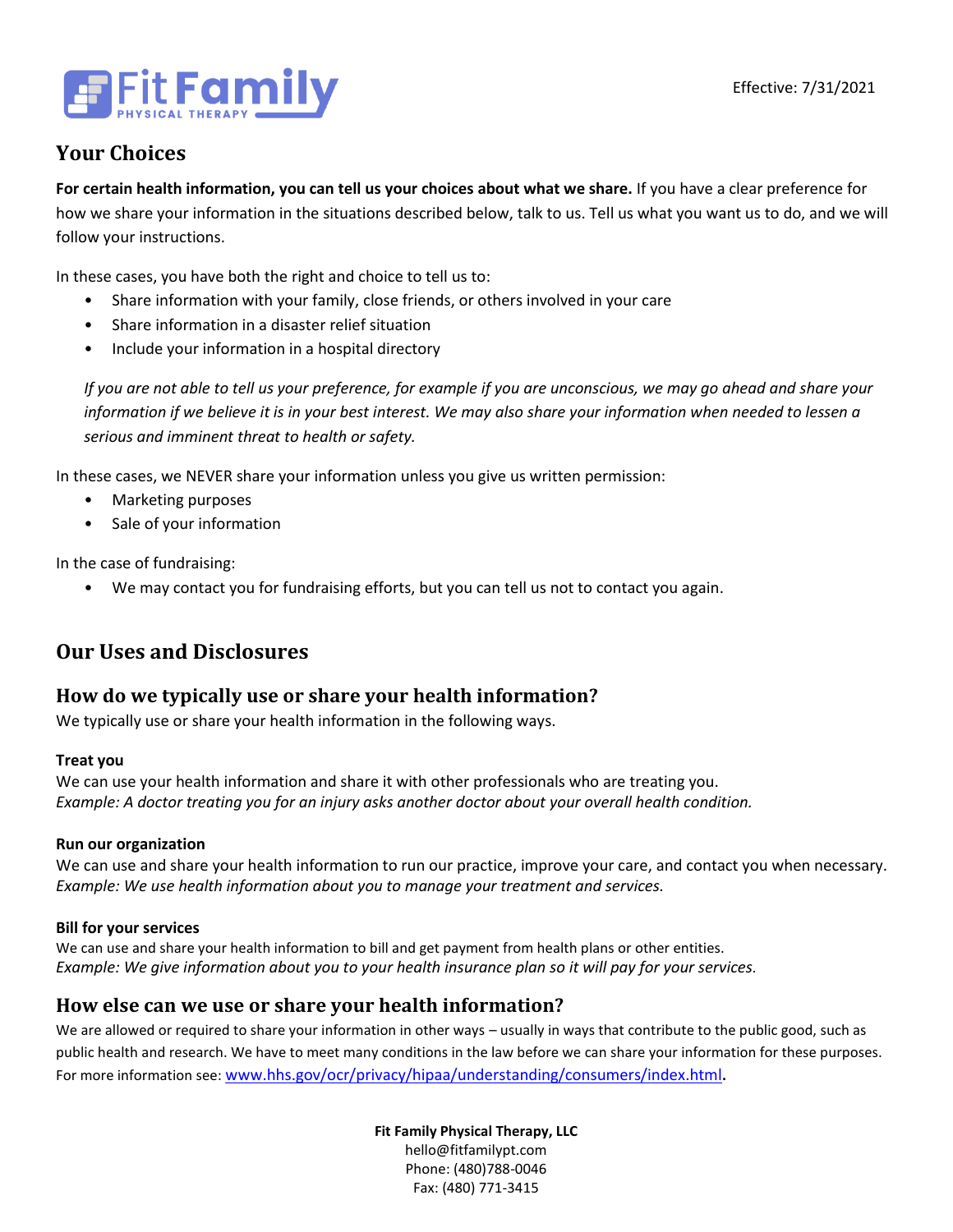## Your Choices

**For certain health information, you can tell us your choices about what we share.** If you have a clear preference for how we share your information in the situations described below, talk to us. Tell us what you want us to do, and we will follow your instructions.

In these cases, you have both the right and choice to tell us to:

- Share information with your family, close friends, or others involved in your care
- Share information in a disaster relief situation
- Include your information in a hospital directory

*If you are not able to tell us your preference, for example if you are unconscious, we may go ahead and share your information if we believe it is in your best interest. We may also share your information when needed to lessen a serious and imminent threat to health or safety.*

In these cases, we NEVER share your information unless you give us written permission:

- Marketing purposes
- Sale of your information

In the case of fundraising:

- We may contact you for fundraising efforts, but you can tell us not to contact you again.

## Our Uses and Disclosures

### How do we typically use or share your health information?

We typically use or share your health information in the following ways.

**Treat you**
We can use your health information and share it with other professionals who are treating you.
*Example: A doctor treating you for an injury asks another doctor about your overall health condition.*

**Run our organization**
We can use and share your health information to run our practice, improve your care, and contact you when necessary.
*Example: We use health information about you to manage your treatment and services.*

**Bill for your services**
We can use and share your health information to bill and get payment from health plans or other entities.
*Example: We give information about you to your health insurance plan so it will pay for your services.*

### How else can we use or share your health information?

We are allowed or required to share your information in other ways – usually in ways that contribute to the public good, such as public health and research. We have to meet many conditions in the law before we can share your information for these purposes. For more information see: www.hhs.gov/ocr/privacy/hipaa/understanding/consumers/index.html.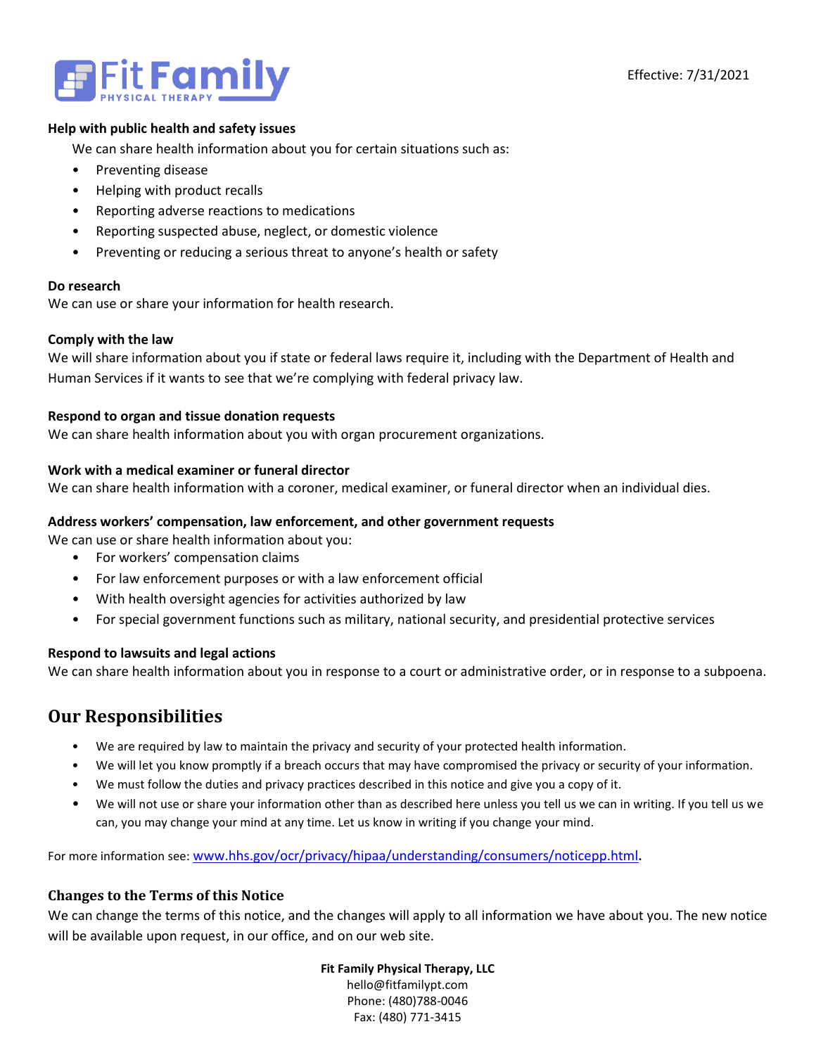**Help with public health and safety issues**

We can share health information about you for certain situations such as:

- Preventing disease
- Helping with product recalls
- Reporting adverse reactions to medications
- Reporting suspected abuse, neglect, or domestic violence
- Preventing or reducing a serious threat to anyone's health or safety

**Do research**

We can use or share your information for health research.

**Comply with the law**

We will share information about you if state or federal laws require it, including with the Department of Health and Human Services if it wants to see that we're complying with federal privacy law.

**Respond to organ and tissue donation requests**

We can share health information about you with organ procurement organizations.

**Work with a medical examiner or funeral director**

We can share health information with a coroner, medical examiner, or funeral director when an individual dies.

**Address workers' compensation, law enforcement, and other government requests**

We can use or share health information about you:

- For workers' compensation claims
- For law enforcement purposes or with a law enforcement official
- With health oversight agencies for activities authorized by law
- For special government functions such as military, national security, and presidential protective services

**Respond to lawsuits and legal actions**

We can share health information about you in response to a court or administrative order, or in response to a subpoena.

## Our Responsibilities

- We are required by law to maintain the privacy and security of your protected health information.
- We will let you know promptly if a breach occurs that may have compromised the privacy or security of your information.
- We must follow the duties and privacy practices described in this notice and give you a copy of it.
- We will not use or share your information other than as described here unless you tell us we can in writing. If you tell us we can, you may change your mind at any time. Let us know in writing if you change your mind.

For more information see: www.hhs.gov/ocr/privacy/hipaa/understanding/consumers/noticepp.html.

### Changes to the Terms of this Notice

We can change the terms of this notice, and the changes will apply to all information we have about you. The new notice will be available upon request, in our office, and on our web site.

**Fit Family Physical Therapy, LLC**
hello@fitfamilypt.com
Phone: (480)788-0046
Fax: (480) 771-3415